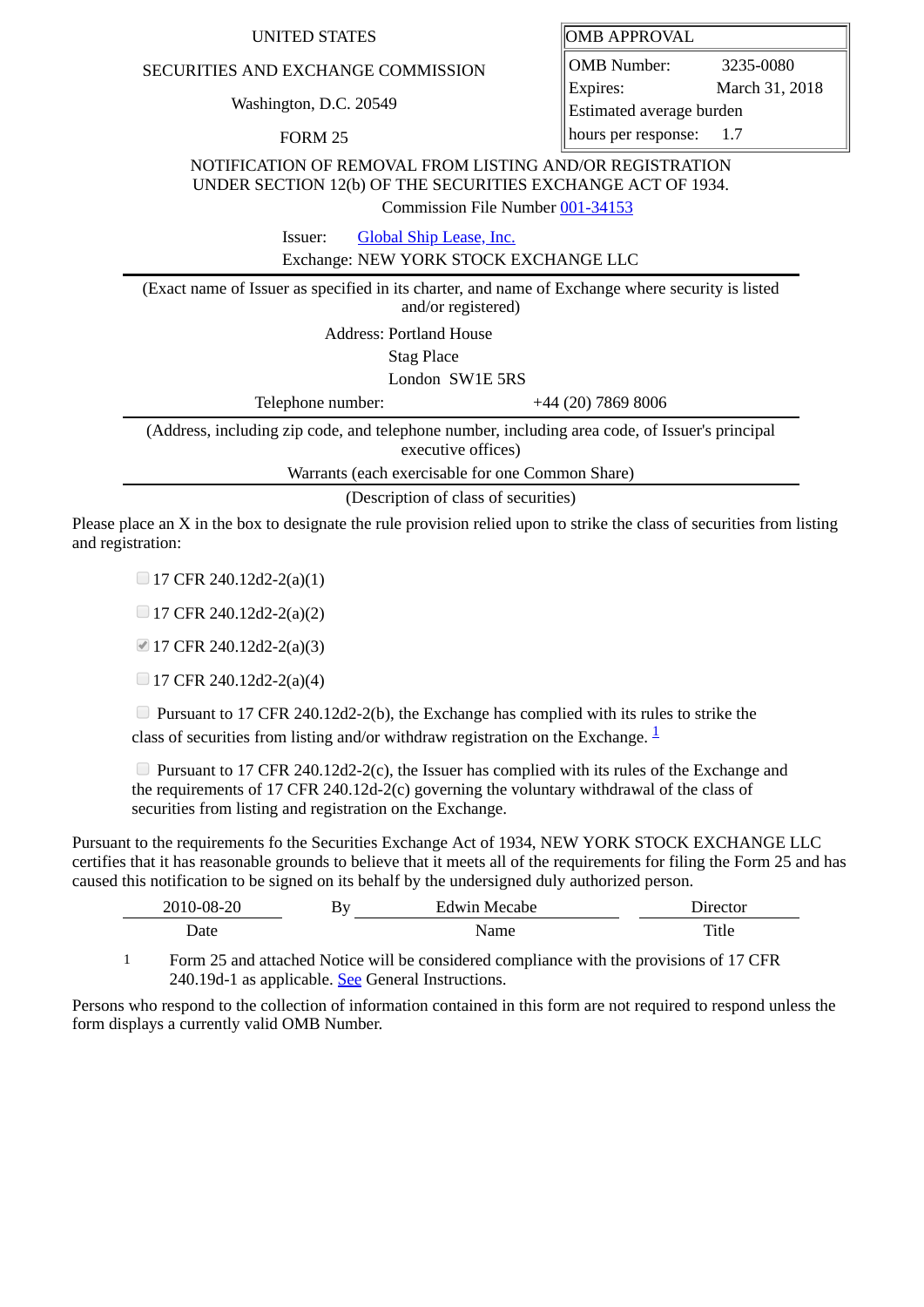UNITED STATES

SECURITIES AND EXCHANGE COMMISSION

Washington, D.C. 20549

FORM 25

| OMB APPROVAL | |
|---|---|
| OMB Number: | 3235-0080 |
| Expires: | March 31, 2018 |
| Estimated average burden hours per response: | 1.7 |

NOTIFICATION OF REMOVAL FROM LISTING AND/OR REGISTRATION UNDER SECTION 12(b) OF THE SECURITIES EXCHANGE ACT OF 1934.

Commission File Number 001-34153

Issuer: Global Ship Lease, Inc.

Exchange: NEW YORK STOCK EXCHANGE LLC

(Exact name of Issuer as specified in its charter, and name of Exchange where security is listed and/or registered)

Address: Portland House
Stag Place
London SW1E 5RS

Telephone number: +44 (20) 7869 8006

(Address, including zip code, and telephone number, including area code, of Issuer's principal executive offices)

Warrants (each exercisable for one Common Share)

(Description of class of securities)

Please place an X in the box to designate the rule provision relied upon to strike the class of securities from listing and registration:

- ☐ 17 CFR 240.12d2-2(a)(1)
- ☐ 17 CFR 240.12d2-2(a)(2)
- ☑ 17 CFR 240.12d2-2(a)(3)
- ☐ 17 CFR 240.12d2-2(a)(4)
- ☐ Pursuant to 17 CFR 240.12d2-2(b), the Exchange has complied with its rules to strike the class of securities from listing and/or withdraw registration on the Exchange. [1]
- ☐ Pursuant to 17 CFR 240.12d2-2(c), the Issuer has complied with its rules of the Exchange and the requirements of 17 CFR 240.12d-2(c) governing the voluntary withdrawal of the class of securities from listing and registration on the Exchange.

Pursuant to the requirements fo the Securities Exchange Act of 1934, NEW YORK STOCK EXCHANGE LLC certifies that it has reasonable grounds to believe that it meets all of the requirements for filing the Form 25 and has caused this notification to be signed on its behalf by the undersigned duly authorized person.

| 2010-08-20 | By Edwin Mecabe | Director |
|---|---|---|
| Date | Name | Title |

1 Form 25 and attached Notice will be considered compliance with the provisions of 17 CFR 240.19d-1 as applicable. See General Instructions.

Persons who respond to the collection of information contained in this form are not required to respond unless the form displays a currently valid OMB Number.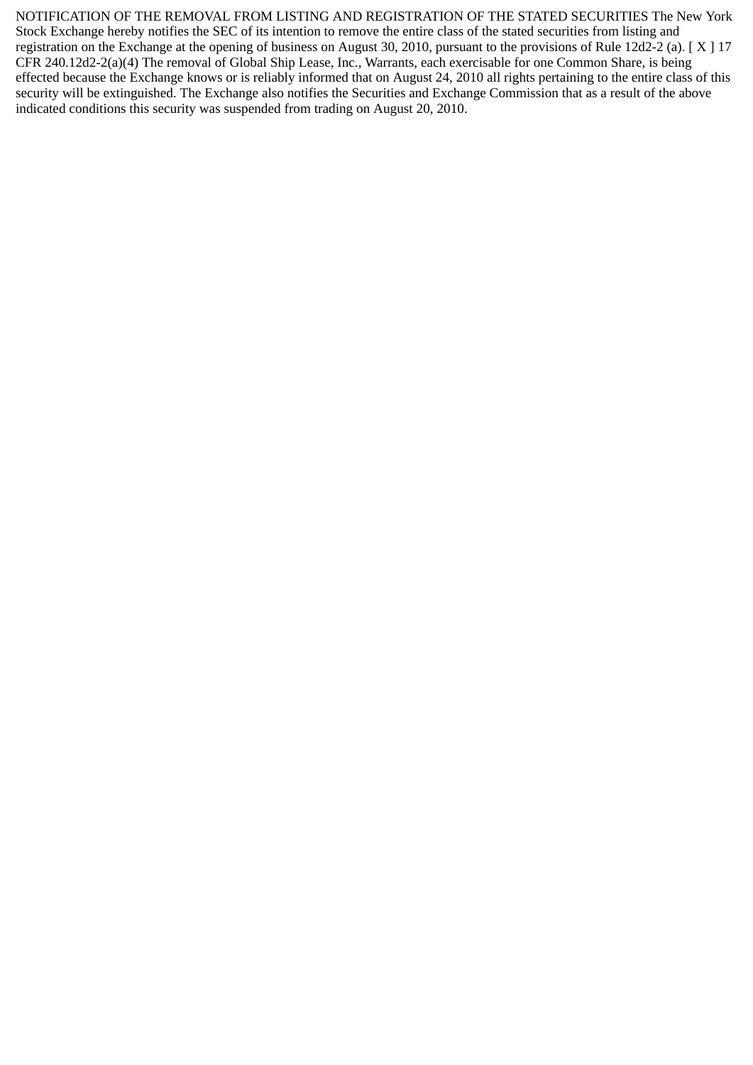NOTIFICATION OF THE REMOVAL FROM LISTING AND REGISTRATION OF THE STATED SECURITIES The New York Stock Exchange hereby notifies the SEC of its intention to remove the entire class of the stated securities from listing and registration on the Exchange at the opening of business on August 30, 2010, pursuant to the provisions of Rule 12d2-2 (a). [ X ] 17 CFR 240.12d2-2(a)(4) The removal of Global Ship Lease, Inc., Warrants, each exercisable for one Common Share, is being effected because the Exchange knows or is reliably informed that on August 24, 2010 all rights pertaining to the entire class of this security will be extinguished. The Exchange also notifies the Securities and Exchange Commission that as a result of the above indicated conditions this security was suspended from trading on August 20, 2010.